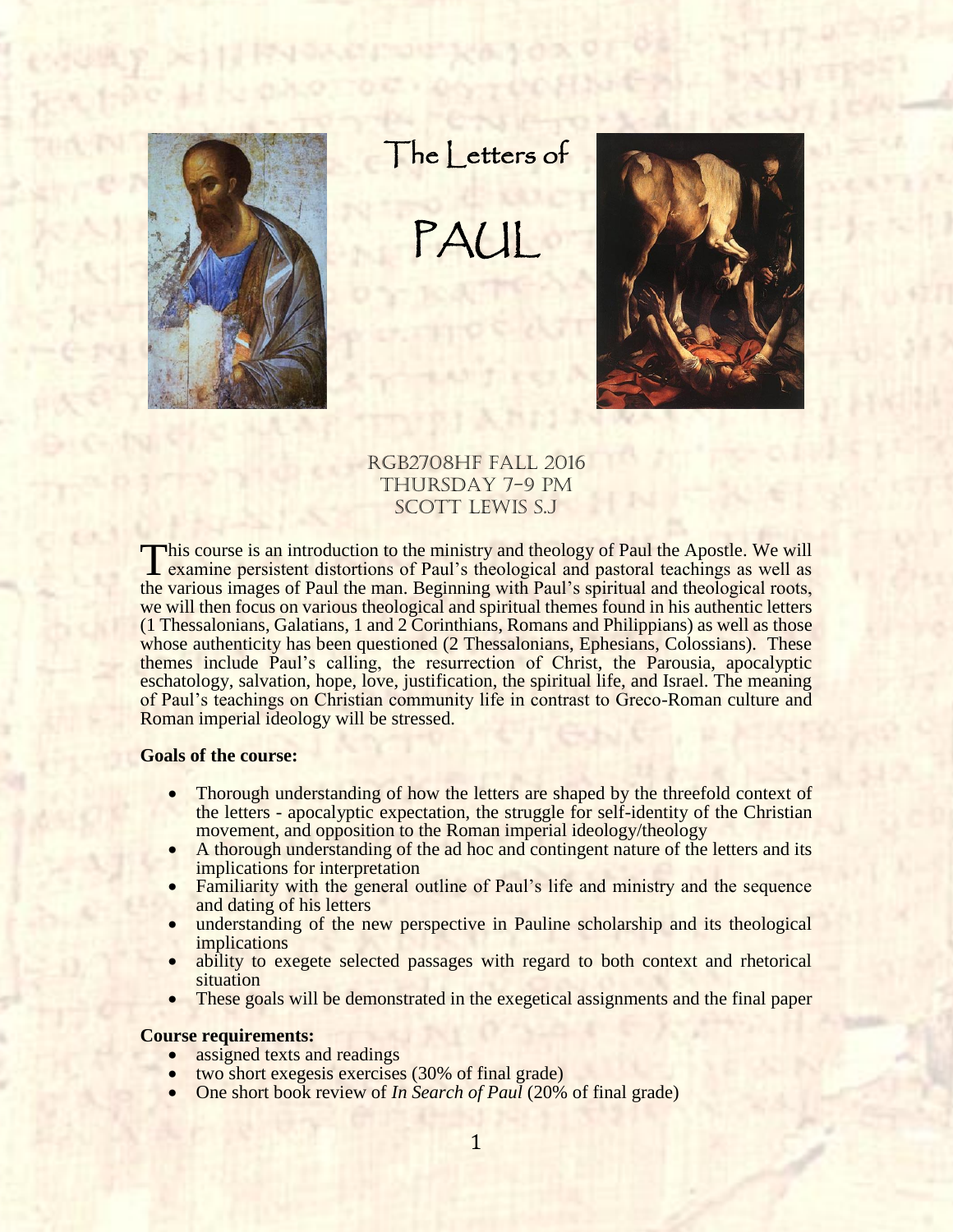# The Letters of PAUL

RGB2708HF Fall 2016
Thursday 7-9 PM
Scott Lewis S.J

This course is an introduction to the ministry and theology of Paul the Apostle. We will examine persistent distortions of Paul's theological and pastoral teachings as well as the various images of Paul the man. Beginning with Paul's spiritual and theological roots, we will then focus on various theological and spiritual themes found in his authentic letters (1 Thessalonians, Galatians, 1 and 2 Corinthians, Romans and Philippians) as well as those whose authenticity has been questioned (2 Thessalonians, Ephesians, Colossians). These themes include Paul's calling, the resurrection of Christ, the Parousia, apocalyptic eschatology, salvation, hope, love, justification, the spiritual life, and Israel. The meaning of Paul's teachings on Christian community life in contrast to Greco-Roman culture and Roman imperial ideology will be stressed.

**Goals of the course:**

- Thorough understanding of how the letters are shaped by the threefold context of the letters - apocalyptic expectation, the struggle for self-identity of the Christian movement, and opposition to the Roman imperial ideology/theology
- A thorough understanding of the ad hoc and contingent nature of the letters and its implications for interpretation
- Familiarity with the general outline of Paul's life and ministry and the sequence and dating of his letters
- understanding of the new perspective in Pauline scholarship and its theological implications
- ability to exegete selected passages with regard to both context and rhetorical situation
- These goals will be demonstrated in the exegetical assignments and the final paper

**Course requirements:**

- assigned texts and readings
- two short exegesis exercises (30% of final grade)
- One short book review of *In Search of Paul* (20% of final grade)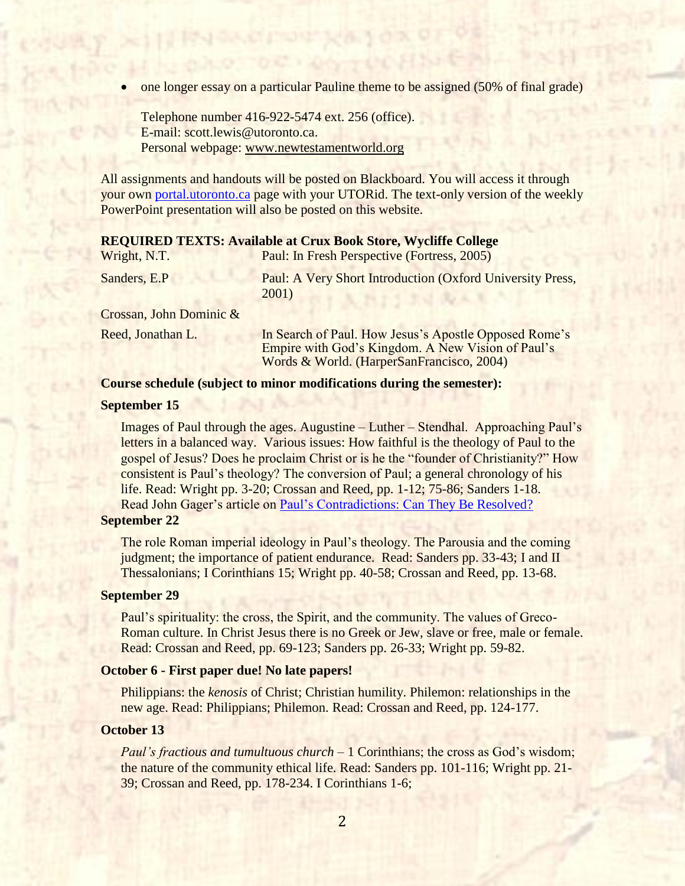- one longer essay on a particular Pauline theme to be assigned (50% of final grade)

  Telephone number 416-922-5474 ext. 256 (office).
  E-mail: scott.lewis@utoronto.ca.
  Personal webpage: www.newtestamentworld.org

All assignments and handouts will be posted on Blackboard. You will access it through your own portal.utoronto.ca page with your UTORid. The text-only version of the weekly PowerPoint presentation will also be posted on this website.

**REQUIRED TEXTS: Available at Crux Book Store, Wycliffe College**

| | |
|---|---|
| Wright, N.T. | Paul: In Fresh Perspective (Fortress, 2005) |
| Sanders, E.P | Paul: A Very Short Introduction (Oxford University Press, 2001) |
| Crossan, John Dominic & Reed, Jonathan L. | In Search of Paul. How Jesus's Apostle Opposed Rome's Empire with God's Kingdom. A New Vision of Paul's Words & World. (HarperSanFrancisco, 2004) |

**Course schedule (subject to minor modifications during the semester):**

**September 15**

Images of Paul through the ages. Augustine – Luther – Stendhal. Approaching Paul's letters in a balanced way. Various issues: How faithful is the theology of Paul to the gospel of Jesus? Does he proclaim Christ or is he the "founder of Christianity?" How consistent is Paul's theology? The conversion of Paul; a general chronology of his life. Read: Wright pp. 3-20; Crossan and Reed, pp. 1-12; 75-86; Sanders 1-18. Read John Gager's article on Paul's Contradictions: Can They Be Resolved?

**September 22**

The role Roman imperial ideology in Paul's theology. The Parousia and the coming judgment; the importance of patient endurance. Read: Sanders pp. 33-43; I and II Thessalonians; I Corinthians 15; Wright pp. 40-58; Crossan and Reed, pp. 13-68.

**September 29**

Paul's spirituality: the cross, the Spirit, and the community. The values of Greco-Roman culture. In Christ Jesus there is no Greek or Jew, slave or free, male or female. Read: Crossan and Reed, pp. 69-123; Sanders pp. 26-33; Wright pp. 59-82.

**October 6 - First paper due! No late papers!**

Philippians: the *kenosis* of Christ; Christian humility. Philemon: relationships in the new age. Read: Philippians; Philemon. Read: Crossan and Reed, pp. 124-177.

**October 13**

*Paul's fractious and tumultuous church* – 1 Corinthians; the cross as God's wisdom; the nature of the community ethical life. Read: Sanders pp. 101-116; Wright pp. 21-39; Crossan and Reed, pp. 178-234. I Corinthians 1-6;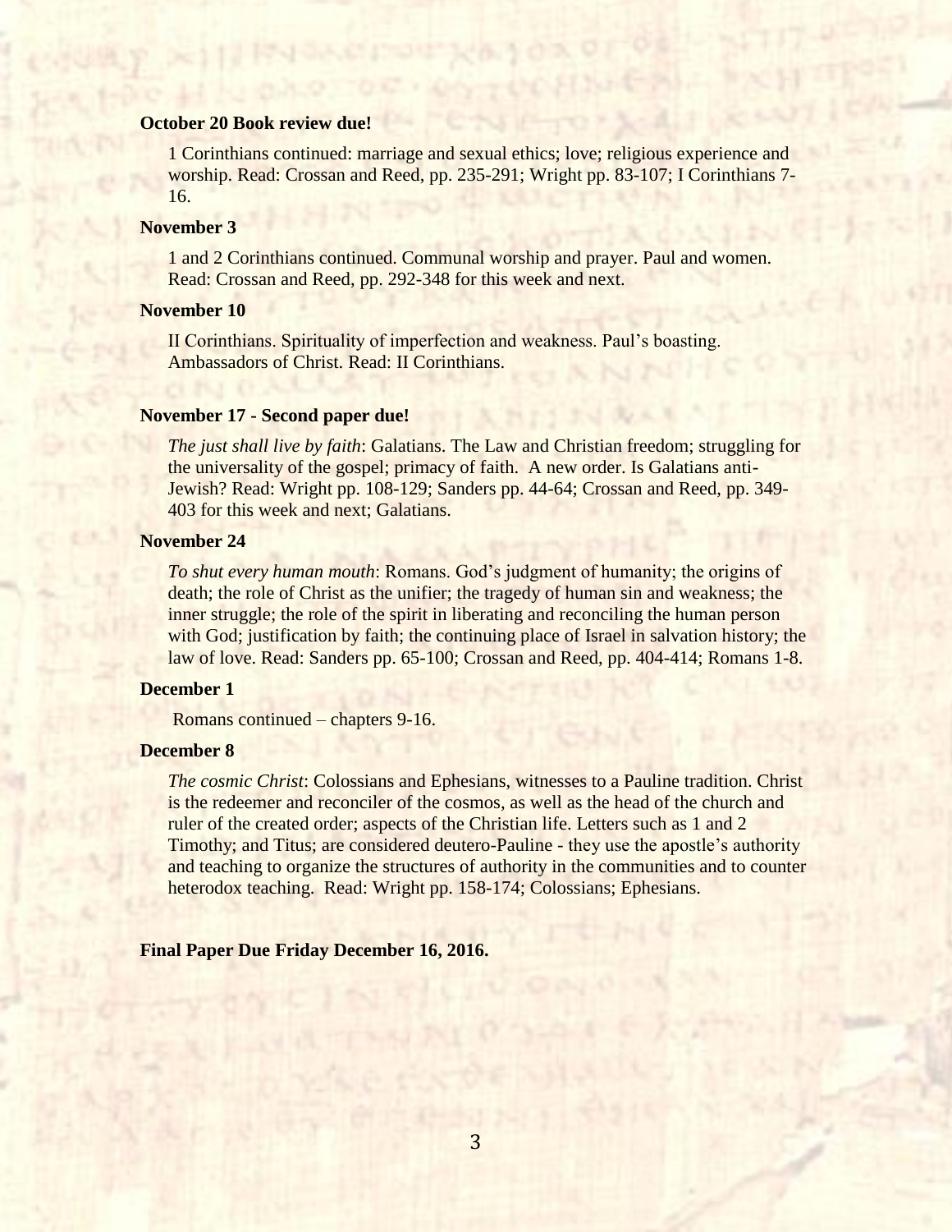**October 20 Book review due!**

1 Corinthians continued: marriage and sexual ethics; love; religious experience and worship. Read: Crossan and Reed, pp. 235-291; Wright pp. 83-107; I Corinthians 7-16.

**November 3**

1 and 2 Corinthians continued. Communal worship and prayer. Paul and women. Read: Crossan and Reed, pp. 292-348 for this week and next.

**November 10**

II Corinthians. Spirituality of imperfection and weakness. Paul's boasting. Ambassadors of Christ. Read: II Corinthians.

**November 17 - Second paper due!**

*The just shall live by faith*: Galatians. The Law and Christian freedom; struggling for the universality of the gospel; primacy of faith. A new order. Is Galatians anti-Jewish? Read: Wright pp. 108-129; Sanders pp. 44-64; Crossan and Reed, pp. 349-403 for this week and next; Galatians.

**November 24**

*To shut every human mouth*: Romans. God's judgment of humanity; the origins of death; the role of Christ as the unifier; the tragedy of human sin and weakness; the inner struggle; the role of the spirit in liberating and reconciling the human person with God; justification by faith; the continuing place of Israel in salvation history; the law of love. Read: Sanders pp. 65-100; Crossan and Reed, pp. 404-414; Romans 1-8.

**December 1**

Romans continued – chapters 9-16.

**December 8**

*The cosmic Christ*: Colossians and Ephesians, witnesses to a Pauline tradition. Christ is the redeemer and reconciler of the cosmos, as well as the head of the church and ruler of the created order; aspects of the Christian life. Letters such as 1 and 2 Timothy; and Titus; are considered deutero-Pauline - they use the apostle's authority and teaching to organize the structures of authority in the communities and to counter heterodox teaching. Read: Wright pp. 158-174; Colossians; Ephesians.

**Final Paper Due Friday December 16, 2016.**